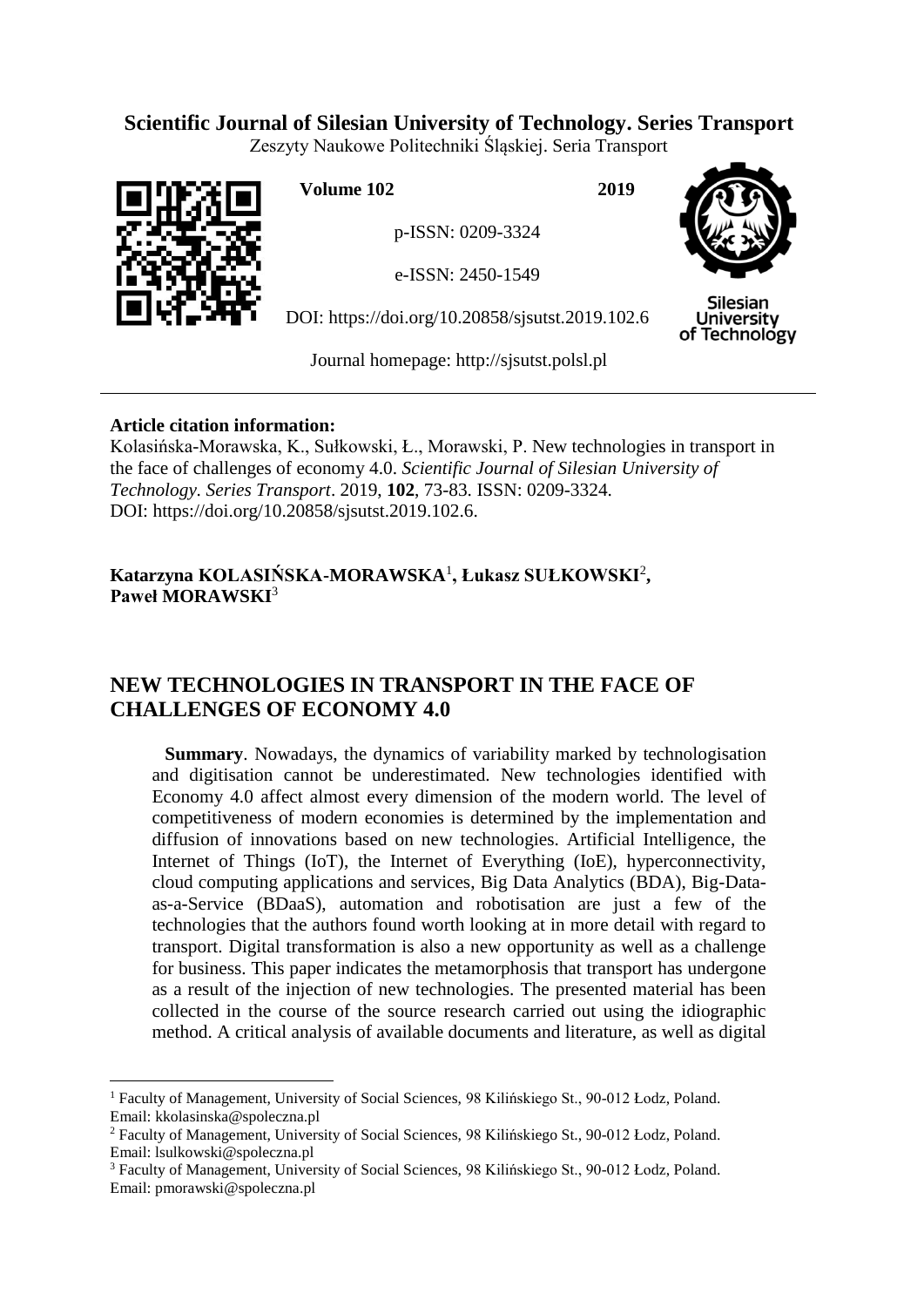**Scientific Journal of Silesian University of Technology. Series Transport**

Zeszyty Naukowe Politechniki Śląskiej. Seria Transport

**Volume 102** **2019**

p-ISSN: 0209-3324

e-ISSN: 2450-1549

DOI: https://doi.org/10.20858/sjsutst.2019.102.6

Journal homepage: http://sjsutst.polsl.pl

---

**Article citation information:**

Kolasińska-Morawska, K., Sułkowski, Ł., Morawski, P. New technologies in transport in the face of challenges of economy 4.0. *Scientific Journal of Silesian University of Technology. Series Transport*. 2019, **102**, 73-83. ISSN: 0209-3324. DOI: https://doi.org/10.20858/sjsutst.2019.102.6.

**Katarzyna KOLASIŃSKA-MORAWSKA**[1], **Łukasz SUŁKOWSKI**[2], **Paweł MORAWSKI**[3]

# NEW TECHNOLOGIES IN TRANSPORT IN THE FACE OF CHALLENGES OF ECONOMY 4.0

**Summary**. Nowadays, the dynamics of variability marked by technologisation and digitisation cannot be underestimated. New technologies identified with Economy 4.0 affect almost every dimension of the modern world. The level of competitiveness of modern economies is determined by the implementation and diffusion of innovations based on new technologies. Artificial Intelligence, the Internet of Things (IoT), the Internet of Everything (IoE), hyperconnectivity, cloud computing applications and services, Big Data Analytics (BDA), Big-Data-as-a-Service (BDaaS), automation and robotisation are just a few of the technologies that the authors found worth looking at in more detail with regard to transport. Digital transformation is also a new opportunity as well as a challenge for business. This paper indicates the metamorphosis that transport has undergone as a result of the injection of new technologies. The presented material has been collected in the course of the source research carried out using the idiographic method. A critical analysis of available documents and literature, as well as digital

---

[1] Faculty of Management, University of Social Sciences, 98 Kilińskiego St., 90-012 Łodz, Poland. Email: kkolasinska@spoleczna.pl

[2] Faculty of Management, University of Social Sciences, 98 Kilińskiego St., 90-012 Łodz, Poland. Email: lsulkowski@spoleczna.pl

[3] Faculty of Management, University of Social Sciences, 98 Kilińskiego St., 90-012 Łodz, Poland. Email: pmorawski@spoleczna.pl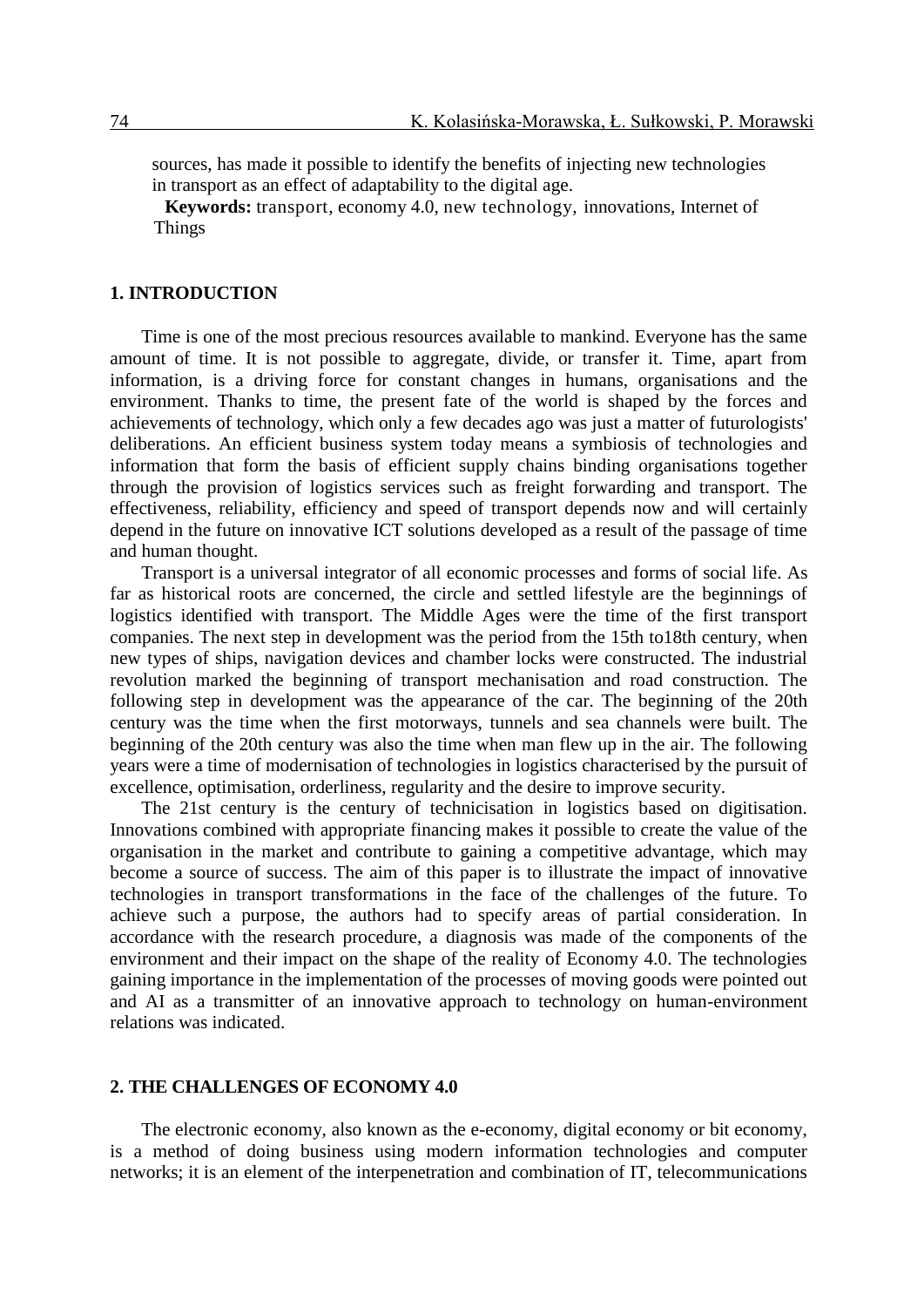sources, has made it possible to identify the benefits of injecting new technologies in transport as an effect of adaptability to the digital age.

**Keywords:** transport, economy 4.0, new technology, innovations, Internet of Things

## 1. INTRODUCTION

Time is one of the most precious resources available to mankind. Everyone has the same amount of time. It is not possible to aggregate, divide, or transfer it. Time, apart from information, is a driving force for constant changes in humans, organisations and the environment. Thanks to time, the present fate of the world is shaped by the forces and achievements of technology, which only a few decades ago was just a matter of futurologists' deliberations. An efficient business system today means a symbiosis of technologies and information that form the basis of efficient supply chains binding organisations together through the provision of logistics services such as freight forwarding and transport. The effectiveness, reliability, efficiency and speed of transport depends now and will certainly depend in the future on innovative ICT solutions developed as a result of the passage of time and human thought.

Transport is a universal integrator of all economic processes and forms of social life. As far as historical roots are concerned, the circle and settled lifestyle are the beginnings of logistics identified with transport. The Middle Ages were the time of the first transport companies. The next step in development was the period from the 15th to18th century, when new types of ships, navigation devices and chamber locks were constructed. The industrial revolution marked the beginning of transport mechanisation and road construction. The following step in development was the appearance of the car. The beginning of the 20th century was the time when the first motorways, tunnels and sea channels were built. The beginning of the 20th century was also the time when man flew up in the air. The following years were a time of modernisation of technologies in logistics characterised by the pursuit of excellence, optimisation, orderliness, regularity and the desire to improve security.

The 21st century is the century of technicisation in logistics based on digitisation. Innovations combined with appropriate financing makes it possible to create the value of the organisation in the market and contribute to gaining a competitive advantage, which may become a source of success. The aim of this paper is to illustrate the impact of innovative technologies in transport transformations in the face of the challenges of the future. To achieve such a purpose, the authors had to specify areas of partial consideration. In accordance with the research procedure, a diagnosis was made of the components of the environment and their impact on the shape of the reality of Economy 4.0. The technologies gaining importance in the implementation of the processes of moving goods were pointed out and AI as a transmitter of an innovative approach to technology on human-environment relations was indicated.

## 2. THE CHALLENGES OF ECONOMY 4.0

The electronic economy, also known as the e-economy, digital economy or bit economy, is a method of doing business using modern information technologies and computer networks; it is an element of the interpenetration and combination of IT, telecommunications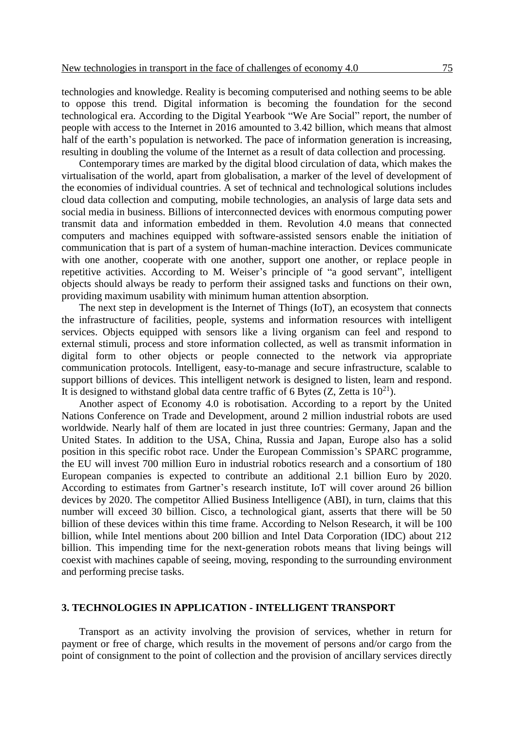technologies and knowledge. Reality is becoming computerised and nothing seems to be able to oppose this trend. Digital information is becoming the foundation for the second technological era. According to the Digital Yearbook "We Are Social" report, the number of people with access to the Internet in 2016 amounted to 3.42 billion, which means that almost half of the earth's population is networked. The pace of information generation is increasing, resulting in doubling the volume of the Internet as a result of data collection and processing.

Contemporary times are marked by the digital blood circulation of data, which makes the virtualisation of the world, apart from globalisation, a marker of the level of development of the economies of individual countries. A set of technical and technological solutions includes cloud data collection and computing, mobile technologies, an analysis of large data sets and social media in business. Billions of interconnected devices with enormous computing power transmit data and information embedded in them. Revolution 4.0 means that connected computers and machines equipped with software-assisted sensors enable the initiation of communication that is part of a system of human-machine interaction. Devices communicate with one another, cooperate with one another, support one another, or replace people in repetitive activities. According to M. Weiser's principle of "a good servant", intelligent objects should always be ready to perform their assigned tasks and functions on their own, providing maximum usability with minimum human attention absorption.

The next step in development is the Internet of Things (IoT), an ecosystem that connects the infrastructure of facilities, people, systems and information resources with intelligent services. Objects equipped with sensors like a living organism can feel and respond to external stimuli, process and store information collected, as well as transmit information in digital form to other objects or people connected to the network via appropriate communication protocols. Intelligent, easy-to-manage and secure infrastructure, scalable to support billions of devices. This intelligent network is designed to listen, learn and respond. It is designed to withstand global data centre traffic of 6 Bytes (Z, Zetta is $10^{21}$).

Another aspect of Economy 4.0 is robotisation. According to a report by the United Nations Conference on Trade and Development, around 2 million industrial robots are used worldwide. Nearly half of them are located in just three countries: Germany, Japan and the United States. In addition to the USA, China, Russia and Japan, Europe also has a solid position in this specific robot race. Under the European Commission's SPARC programme, the EU will invest 700 million Euro in industrial robotics research and a consortium of 180 European companies is expected to contribute an additional 2.1 billion Euro by 2020. According to estimates from Gartner's research institute, IoT will cover around 26 billion devices by 2020. The competitor Allied Business Intelligence (ABI), in turn, claims that this number will exceed 30 billion. Cisco, a technological giant, asserts that there will be 50 billion of these devices within this time frame. According to Nelson Research, it will be 100 billion, while Intel mentions about 200 billion and Intel Data Corporation (IDC) about 212 billion. This impending time for the next-generation robots means that living beings will coexist with machines capable of seeing, moving, responding to the surrounding environment and performing precise tasks.

## 3. TECHNOLOGIES IN APPLICATION - INTELLIGENT TRANSPORT

Transport as an activity involving the provision of services, whether in return for payment or free of charge, which results in the movement of persons and/or cargo from the point of consignment to the point of collection and the provision of ancillary services directly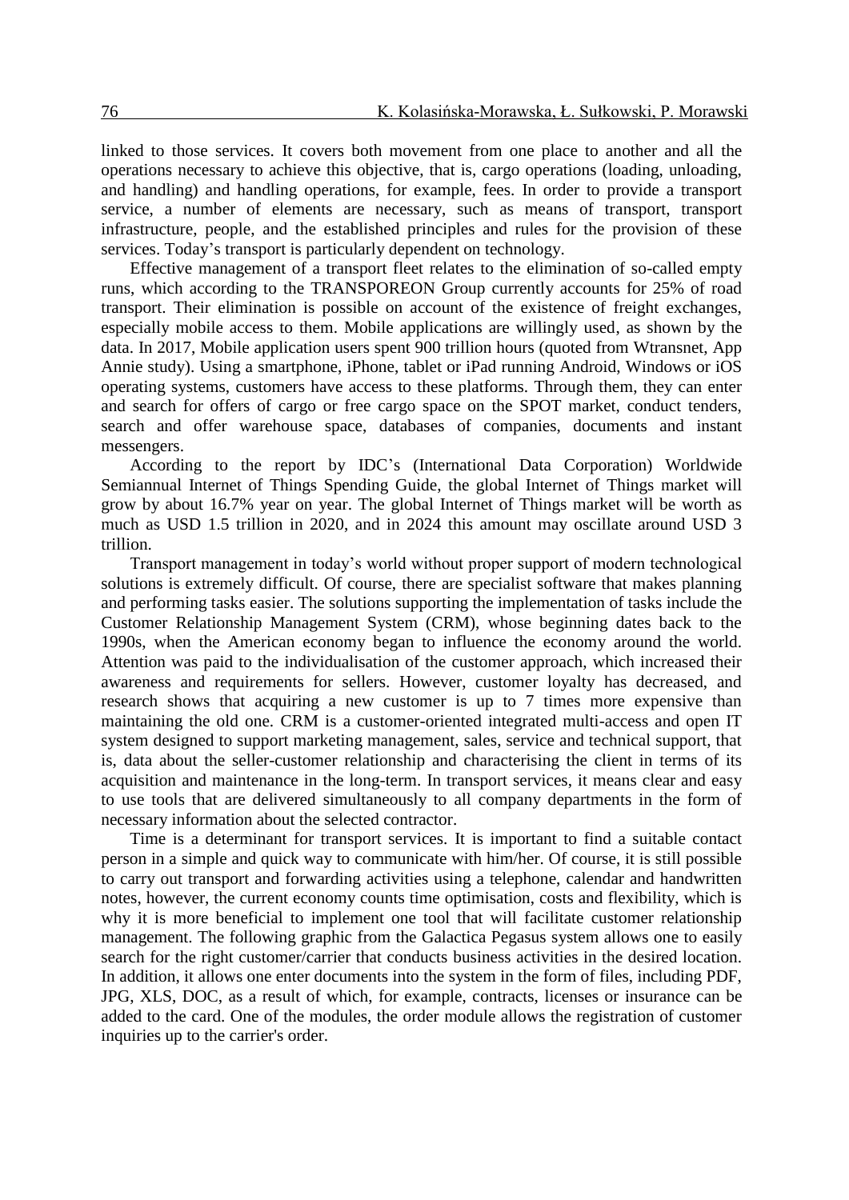linked to those services. It covers both movement from one place to another and all the operations necessary to achieve this objective, that is, cargo operations (loading, unloading, and handling) and handling operations, for example, fees. In order to provide a transport service, a number of elements are necessary, such as means of transport, transport infrastructure, people, and the established principles and rules for the provision of these services. Today's transport is particularly dependent on technology.

Effective management of a transport fleet relates to the elimination of so-called empty runs, which according to the TRANSPOREON Group currently accounts for 25% of road transport. Their elimination is possible on account of the existence of freight exchanges, especially mobile access to them. Mobile applications are willingly used, as shown by the data. In 2017, Mobile application users spent 900 trillion hours (quoted from Wtransnet, App Annie study). Using a smartphone, iPhone, tablet or iPad running Android, Windows or iOS operating systems, customers have access to these platforms. Through them, they can enter and search for offers of cargo or free cargo space on the SPOT market, conduct tenders, search and offer warehouse space, databases of companies, documents and instant messengers.

According to the report by IDC's (International Data Corporation) Worldwide Semiannual Internet of Things Spending Guide, the global Internet of Things market will grow by about 16.7% year on year. The global Internet of Things market will be worth as much as USD 1.5 trillion in 2020, and in 2024 this amount may oscillate around USD 3 trillion.

Transport management in today's world without proper support of modern technological solutions is extremely difficult. Of course, there are specialist software that makes planning and performing tasks easier. The solutions supporting the implementation of tasks include the Customer Relationship Management System (CRM), whose beginning dates back to the 1990s, when the American economy began to influence the economy around the world. Attention was paid to the individualisation of the customer approach, which increased their awareness and requirements for sellers. However, customer loyalty has decreased, and research shows that acquiring a new customer is up to 7 times more expensive than maintaining the old one. CRM is a customer-oriented integrated multi-access and open IT system designed to support marketing management, sales, service and technical support, that is, data about the seller-customer relationship and characterising the client in terms of its acquisition and maintenance in the long-term. In transport services, it means clear and easy to use tools that are delivered simultaneously to all company departments in the form of necessary information about the selected contractor.

Time is a determinant for transport services. It is important to find a suitable contact person in a simple and quick way to communicate with him/her. Of course, it is still possible to carry out transport and forwarding activities using a telephone, calendar and handwritten notes, however, the current economy counts time optimisation, costs and flexibility, which is why it is more beneficial to implement one tool that will facilitate customer relationship management. The following graphic from the Galactica Pegasus system allows one to easily search for the right customer/carrier that conducts business activities in the desired location. In addition, it allows one enter documents into the system in the form of files, including PDF, JPG, XLS, DOC, as a result of which, for example, contracts, licenses or insurance can be added to the card. One of the modules, the order module allows the registration of customer inquiries up to the carrier's order.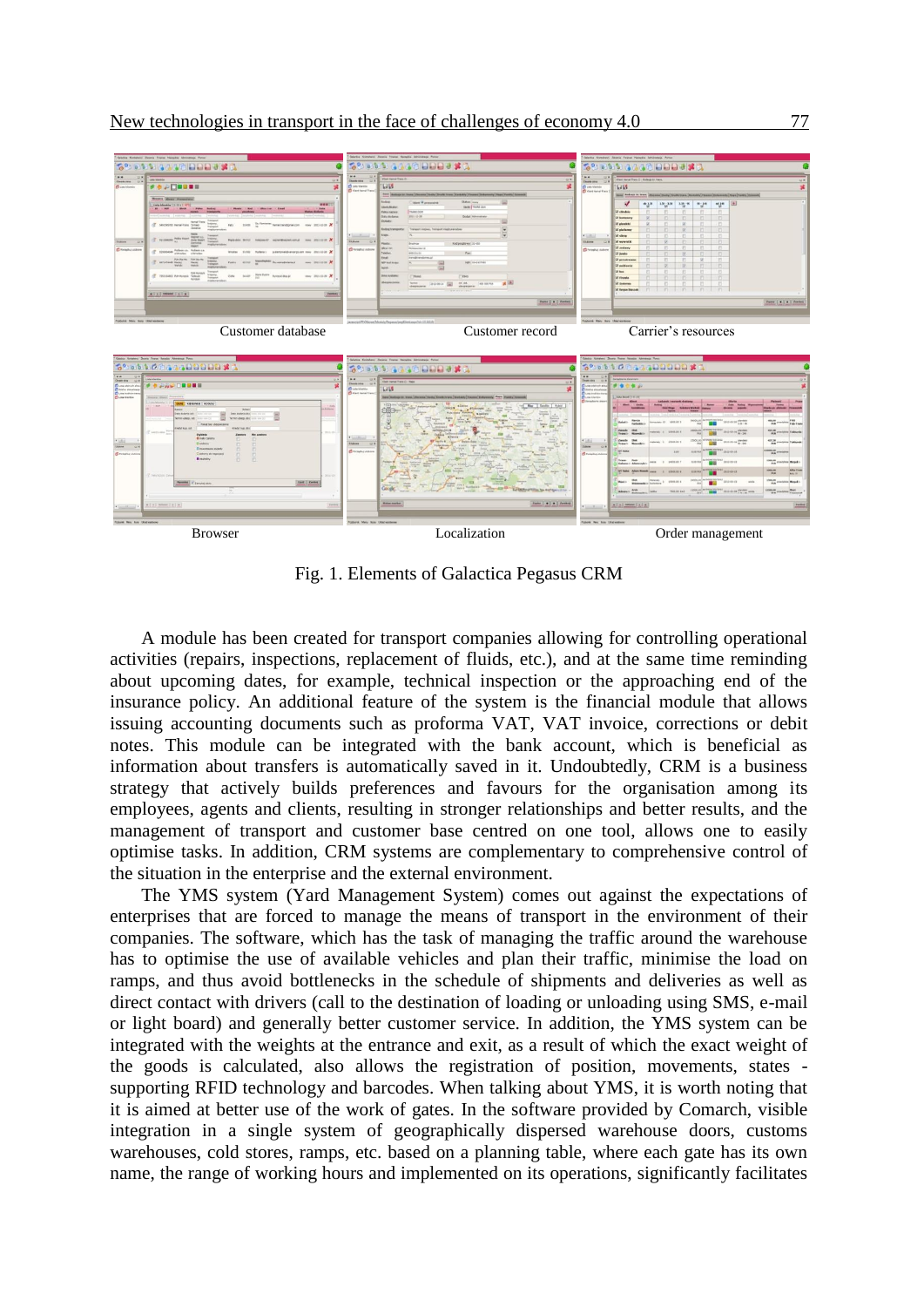Customer database

Customer record

Carrier's resources

Browser

Localization

Order management

Fig. 1. Elements of Galactica Pegasus CRM

A module has been created for transport companies allowing for controlling operational activities (repairs, inspections, replacement of fluids, etc.), and at the same time reminding about upcoming dates, for example, technical inspection or the approaching end of the insurance policy. An additional feature of the system is the financial module that allows issuing accounting documents such as proforma VAT, VAT invoice, corrections or debit notes. This module can be integrated with the bank account, which is beneficial as information about transfers is automatically saved in it. Undoubtedly, CRM is a business strategy that actively builds preferences and favours for the organisation among its employees, agents and clients, resulting in stronger relationships and better results, and the management of transport and customer base centred on one tool, allows one to easily optimise tasks. In addition, CRM systems are complementary to comprehensive control of the situation in the enterprise and the external environment.

The YMS system (Yard Management System) comes out against the expectations of enterprises that are forced to manage the means of transport in the environment of their companies. The software, which has the task of managing the traffic around the warehouse has to optimise the use of available vehicles and plan their traffic, minimise the load on ramps, and thus avoid bottlenecks in the schedule of shipments and deliveries as well as direct contact with drivers (call to the destination of loading or unloading using SMS, e-mail or light board) and generally better customer service. In addition, the YMS system can be integrated with the weights at the entrance and exit, as a result of which the exact weight of the goods is calculated, also allows the registration of position, movements, states - supporting RFID technology and barcodes. When talking about YMS, it is worth noting that it is aimed at better use of the work of gates. In the software provided by Comarch, visible integration in a single system of geographically dispersed warehouse doors, customs warehouses, cold stores, ramps, etc. based on a planning table, where each gate has its own name, the range of working hours and implemented on its operations, significantly facilitates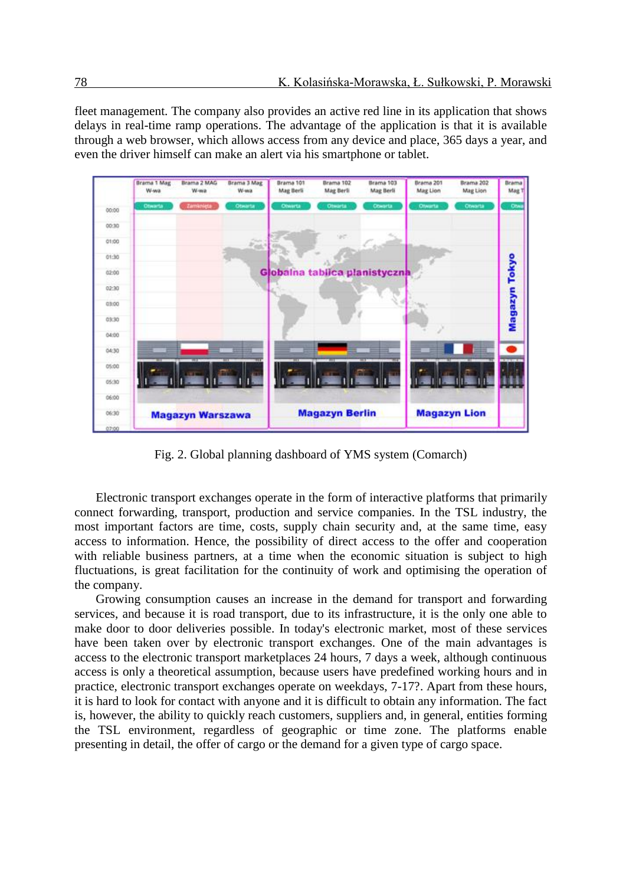fleet management. The company also provides an active red line in its application that shows delays in real-time ramp operations. The advantage of the application is that it is available through a web browser, which allows access from any device and place, 365 days a year, and even the driver himself can make an alert via his smartphone or tablet.

Fig. 2. Global planning dashboard of YMS system (Comarch)

Electronic transport exchanges operate in the form of interactive platforms that primarily connect forwarding, transport, production and service companies. In the TSL industry, the most important factors are time, costs, supply chain security and, at the same time, easy access to information. Hence, the possibility of direct access to the offer and cooperation with reliable business partners, at a time when the economic situation is subject to high fluctuations, is great facilitation for the continuity of work and optimising the operation of the company.

Growing consumption causes an increase in the demand for transport and forwarding services, and because it is road transport, due to its infrastructure, it is the only one able to make door to door deliveries possible. In today's electronic market, most of these services have been taken over by electronic transport exchanges. One of the main advantages is access to the electronic transport marketplaces 24 hours, 7 days a week, although continuous access is only a theoretical assumption, because users have predefined working hours and in practice, electronic transport exchanges operate on weekdays, 7-17?. Apart from these hours, it is hard to look for contact with anyone and it is difficult to obtain any information. The fact is, however, the ability to quickly reach customers, suppliers and, in general, entities forming the TSL environment, regardless of geographic or time zone. The platforms enable presenting in detail, the offer of cargo or the demand for a given type of cargo space.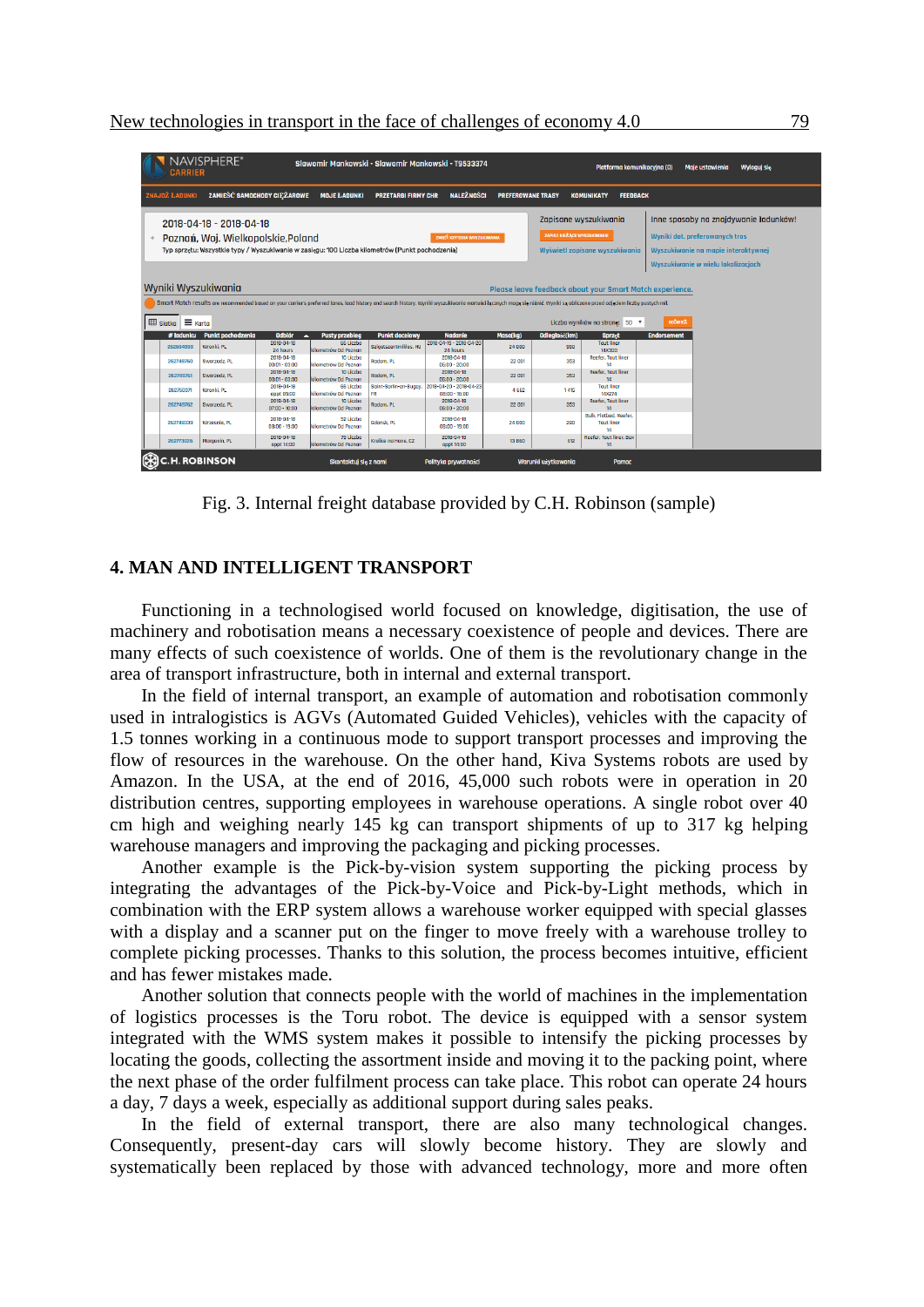Fig. 3. Internal freight database provided by C.H. Robinson (sample)

## 4. MAN AND INTELLIGENT TRANSPORT

Functioning in a technologised world focused on knowledge, digitisation, the use of machinery and robotisation means a necessary coexistence of people and devices. There are many effects of such coexistence of worlds. One of them is the revolutionary change in the area of transport infrastructure, both in internal and external transport.

In the field of internal transport, an example of automation and robotisation commonly used in intralogistics is AGVs (Automated Guided Vehicles), vehicles with the capacity of 1.5 tonnes working in a continuous mode to support transport processes and improving the flow of resources in the warehouse. On the other hand, Kiva Systems robots are used by Amazon. In the USA, at the end of 2016, 45,000 such robots were in operation in 20 distribution centres, supporting employees in warehouse operations. A single robot over 40 cm high and weighing nearly 145 kg can transport shipments of up to 317 kg helping warehouse managers and improving the packaging and picking processes.

Another example is the Pick-by-vision system supporting the picking process by integrating the advantages of the Pick-by-Voice and Pick-by-Light methods, which in combination with the ERP system allows a warehouse worker equipped with special glasses with a display and a scanner put on the finger to move freely with a warehouse trolley to complete picking processes. Thanks to this solution, the process becomes intuitive, efficient and has fewer mistakes made.

Another solution that connects people with the world of machines in the implementation of logistics processes is the Toru robot. The device is equipped with a sensor system integrated with the WMS system makes it possible to intensify the picking processes by locating the goods, collecting the assortment inside and moving it to the packing point, where the next phase of the order fulfilment process can take place. This robot can operate 24 hours a day, 7 days a week, especially as additional support during sales peaks.

In the field of external transport, there are also many technological changes. Consequently, present-day cars will slowly become history. They are slowly and systematically been replaced by those with advanced technology, more and more often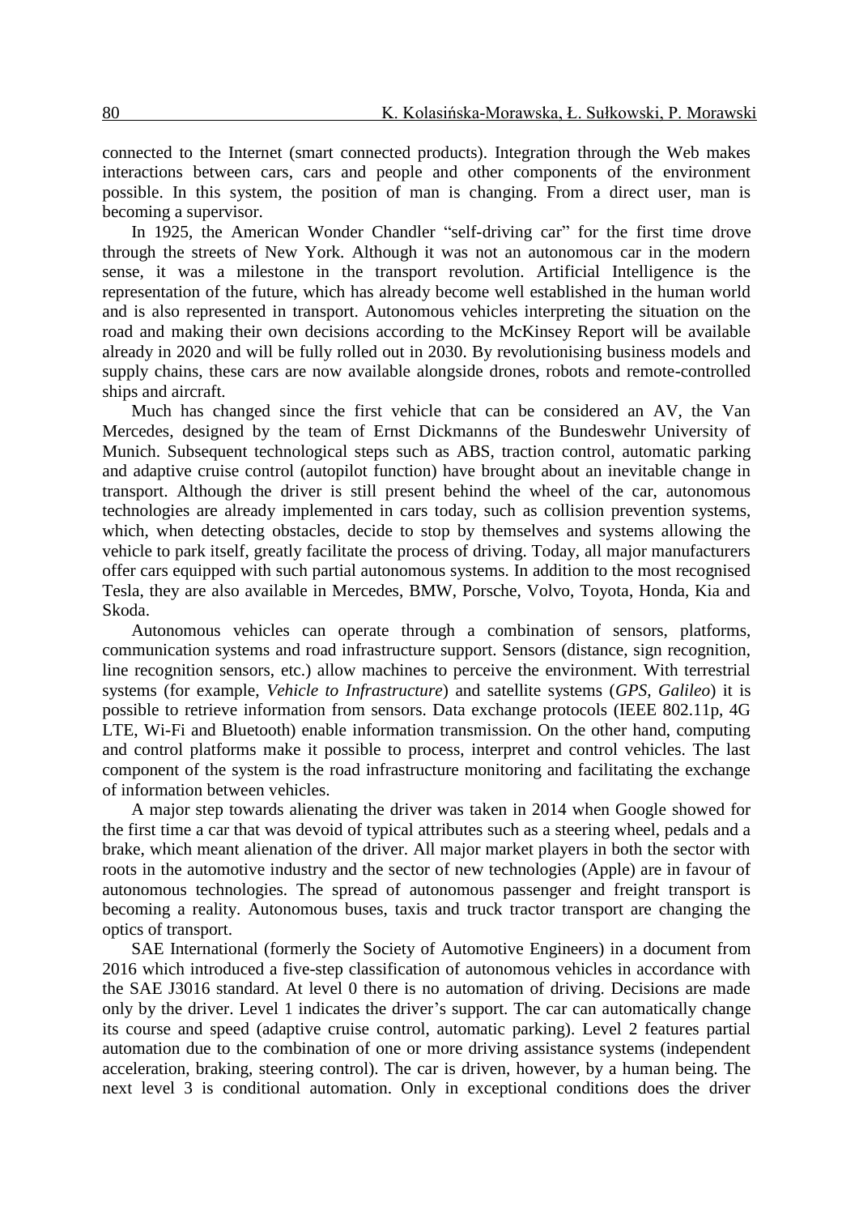connected to the Internet (smart connected products). Integration through the Web makes interactions between cars, cars and people and other components of the environment possible. In this system, the position of man is changing. From a direct user, man is becoming a supervisor.

In 1925, the American Wonder Chandler "self-driving car" for the first time drove through the streets of New York. Although it was not an autonomous car in the modern sense, it was a milestone in the transport revolution. Artificial Intelligence is the representation of the future, which has already become well established in the human world and is also represented in transport. Autonomous vehicles interpreting the situation on the road and making their own decisions according to the McKinsey Report will be available already in 2020 and will be fully rolled out in 2030. By revolutionising business models and supply chains, these cars are now available alongside drones, robots and remote-controlled ships and aircraft.

Much has changed since the first vehicle that can be considered an AV, the Van Mercedes, designed by the team of Ernst Dickmanns of the Bundeswehr University of Munich. Subsequent technological steps such as ABS, traction control, automatic parking and adaptive cruise control (autopilot function) have brought about an inevitable change in transport. Although the driver is still present behind the wheel of the car, autonomous technologies are already implemented in cars today, such as collision prevention systems, which, when detecting obstacles, decide to stop by themselves and systems allowing the vehicle to park itself, greatly facilitate the process of driving. Today, all major manufacturers offer cars equipped with such partial autonomous systems. In addition to the most recognised Tesla, they are also available in Mercedes, BMW, Porsche, Volvo, Toyota, Honda, Kia and Skoda.

Autonomous vehicles can operate through a combination of sensors, platforms, communication systems and road infrastructure support. Sensors (distance, sign recognition, line recognition sensors, etc.) allow machines to perceive the environment. With terrestrial systems (for example, *Vehicle to Infrastructure*) and satellite systems (*GPS, Galileo*) it is possible to retrieve information from sensors. Data exchange protocols (IEEE 802.11p, 4G LTE, Wi-Fi and Bluetooth) enable information transmission. On the other hand, computing and control platforms make it possible to process, interpret and control vehicles. The last component of the system is the road infrastructure monitoring and facilitating the exchange of information between vehicles.

A major step towards alienating the driver was taken in 2014 when Google showed for the first time a car that was devoid of typical attributes such as a steering wheel, pedals and a brake, which meant alienation of the driver. All major market players in both the sector with roots in the automotive industry and the sector of new technologies (Apple) are in favour of autonomous technologies. The spread of autonomous passenger and freight transport is becoming a reality. Autonomous buses, taxis and truck tractor transport are changing the optics of transport.

SAE International (formerly the Society of Automotive Engineers) in a document from 2016 which introduced a five-step classification of autonomous vehicles in accordance with the SAE J3016 standard. At level 0 there is no automation of driving. Decisions are made only by the driver. Level 1 indicates the driver's support. The car can automatically change its course and speed (adaptive cruise control, automatic parking). Level 2 features partial automation due to the combination of one or more driving assistance systems (independent acceleration, braking, steering control). The car is driven, however, by a human being. The next level 3 is conditional automation. Only in exceptional conditions does the driver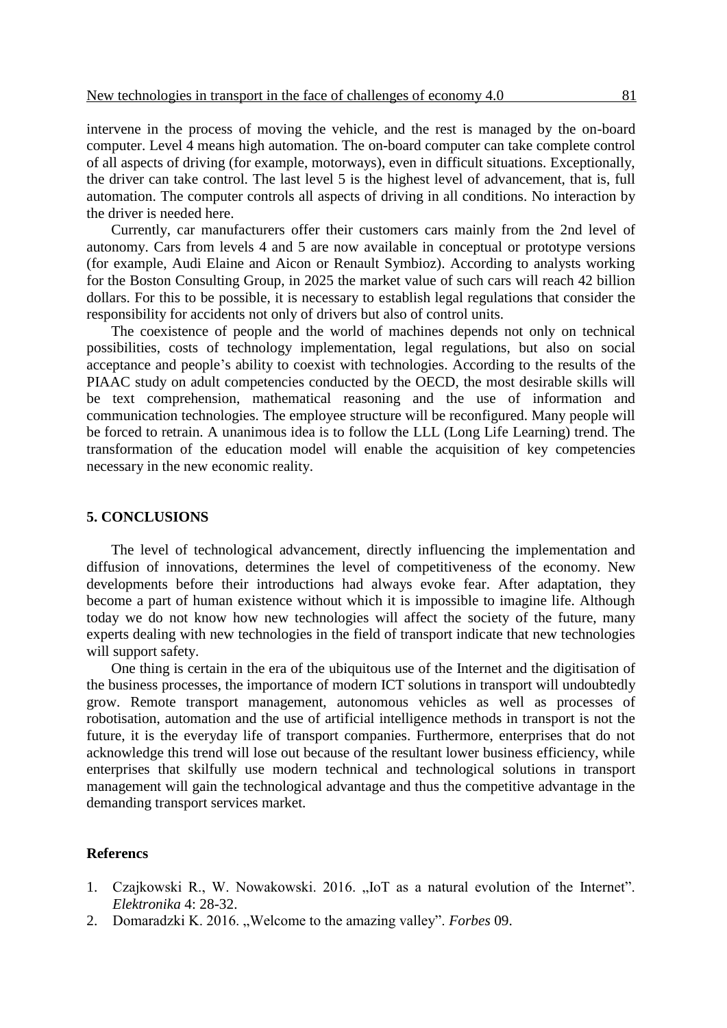intervene in the process of moving the vehicle, and the rest is managed by the on-board computer. Level 4 means high automation. The on-board computer can take complete control of all aspects of driving (for example, motorways), even in difficult situations. Exceptionally, the driver can take control. The last level 5 is the highest level of advancement, that is, full automation. The computer controls all aspects of driving in all conditions. No interaction by the driver is needed here.

Currently, car manufacturers offer their customers cars mainly from the 2nd level of autonomy. Cars from levels 4 and 5 are now available in conceptual or prototype versions (for example, Audi Elaine and Aicon or Renault Symbioz). According to analysts working for the Boston Consulting Group, in 2025 the market value of such cars will reach 42 billion dollars. For this to be possible, it is necessary to establish legal regulations that consider the responsibility for accidents not only of drivers but also of control units.

The coexistence of people and the world of machines depends not only on technical possibilities, costs of technology implementation, legal regulations, but also on social acceptance and people's ability to coexist with technologies. According to the results of the PIAAC study on adult competencies conducted by the OECD, the most desirable skills will be text comprehension, mathematical reasoning and the use of information and communication technologies. The employee structure will be reconfigured. Many people will be forced to retrain. A unanimous idea is to follow the LLL (Long Life Learning) trend. The transformation of the education model will enable the acquisition of key competencies necessary in the new economic reality.

## 5. CONCLUSIONS

The level of technological advancement, directly influencing the implementation and diffusion of innovations, determines the level of competitiveness of the economy. New developments before their introductions had always evoke fear. After adaptation, they become a part of human existence without which it is impossible to imagine life. Although today we do not know how new technologies will affect the society of the future, many experts dealing with new technologies in the field of transport indicate that new technologies will support safety.

One thing is certain in the era of the ubiquitous use of the Internet and the digitisation of the business processes, the importance of modern ICT solutions in transport will undoubtedly grow. Remote transport management, autonomous vehicles as well as processes of robotisation, automation and the use of artificial intelligence methods in transport is not the future, it is the everyday life of transport companies. Furthermore, enterprises that do not acknowledge this trend will lose out because of the resultant lower business efficiency, while enterprises that skilfully use modern technical and technological solutions in transport management will gain the technological advantage and thus the competitive advantage in the demanding transport services market.

## References

1. Czajkowski R., W. Nowakowski. 2016. „IoT as a natural evolution of the Internet". *Elektronika* 4: 28-32.
2. Domaradzki K. 2016. „Welcome to the amazing valley". *Forbes* 09.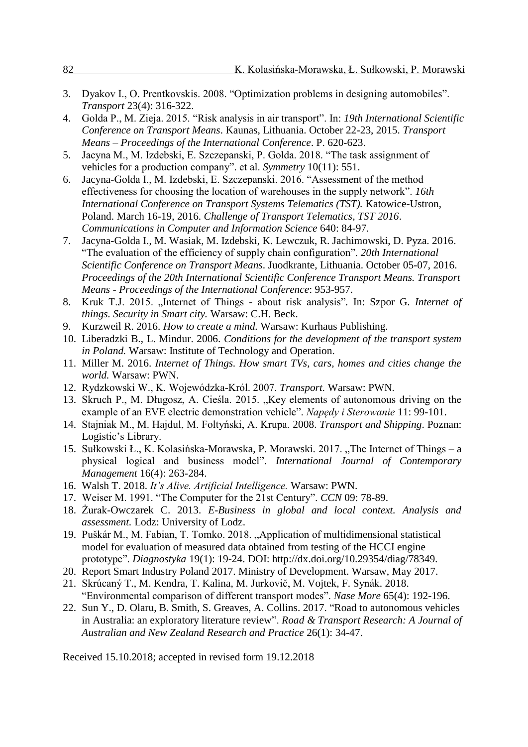3. Dyakov I., O. Prentkovskis. 2008. “Optimization problems in designing automobiles”. *Transport* 23(4): 316-322.
4. Golda P., M. Zieja. 2015. “Risk analysis in air transport”. In: *19th International Scientific Conference on Transport Means*. Kaunas, Lithuania. October 22-23, 2015. *Transport Means – Proceedings of the International Conference*. P. 620-623.
5. Jacyna M., M. Izdebski, E. Szczepanski, P. Golda. 2018. “The task assignment of vehicles for a production company”. et al. *Symmetry* 10(11): 551.
6. Jacyna-Golda I., M. Izdebski, E. Szczepanski. 2016. “Assessment of the method effectiveness for choosing the location of warehouses in the supply network”. *16th International Conference on Transport Systems Telematics (TST).* Katowice-Ustron, Poland. March 16-19, 2016. *Challenge of Transport Telematics, TST 2016*. *Communications in Computer and Information Science* 640: 84-97.
7. Jacyna-Golda I., M. Wasiak, M. Izdebski, K. Lewczuk, R. Jachimowski, D. Pyza. 2016. “The evaluation of the efficiency of supply chain configuration”. *20th International Scientific Conference on Transport Means*. Juodkrante, Lithuania. October 05-07, 2016. *Proceedings of the 20th International Scientific Conference Transport Means. Transport Means - Proceedings of the International Conference*: 953-957.
8. Kruk T.J. 2015. „Internet of Things - about risk analysis”. In: Szpor G. *Internet of things. Security in Smart city.* Warsaw: C.H. Beck.
9. Kurzweil R. 2016. *How to create a mind.* Warsaw: Kurhaus Publishing.
10. Liberadzki B., L. Mindur. 2006. *Conditions for the development of the transport system in Poland.* Warsaw: Institute of Technology and Operation.
11. Miller M. 2016. *Internet of Things. How smart TVs, cars, homes and cities change the world.* Warsaw: PWN.
12. Rydzkowski W., K. Wojewódzka-Król. 2007. *Transport.* Warsaw: PWN.
13. Skruch P., M. Długosz, A. Cieśla. 2015. „Key elements of autonomous driving on the example of an EVE electric demonstration vehicle”. *Napędy i Sterowanie* 11: 99-101.
14. Stajniak M., M. Hajdul, M. Foltyński, A. Krupa. 2008. *Transport and Shipping*. Poznan: Logistic’s Library.
15. Sułkowski Ł., K. Kolasińska-Morawska, P. Morawski. 2017. „The Internet of Things – a physical logical and business model”. *International Journal of Contemporary Management* 16(4): 263-284.
16. Walsh T. 2018. *It’s Alive. Artificial Intelligence.* Warsaw: PWN.
17. Weiser M. 1991. “The Computer for the 21st Century”. *CCN* 09: 78-89.
18. Żurak-Owczarek C. 2013. *E-Business in global and local context. Analysis and assessment.* Lodz: University of Lodz.
19. Puškár M., M. Fabian, T. Tomko. 2018. „Application of multidimensional statistical model for evaluation of measured data obtained from testing of the HCCI engine prototype”. *Diagnostyka* 19(1): 19-24. DOI: http://dx.doi.org/10.29354/diag/78349.
20. Report Smart Industry Poland 2017. Ministry of Development. Warsaw, May 2017.
21. Skrúcaný T., M. Kendra, T. Kalina, M. Jurkovič, M. Vojtek, F. Synák. 2018. “Environmental comparison of different transport modes”. *Nase More* 65(4): 192-196.
22. Sun Y., D. Olaru, B. Smith, S. Greaves, A. Collins. 2017. “Road to autonomous vehicles in Australia: an exploratory literature review”. *Road & Transport Research: A Journal of Australian and New Zealand Research and Practice* 26(1): 34-47.

Received 15.10.2018; accepted in revised form 19.12.2018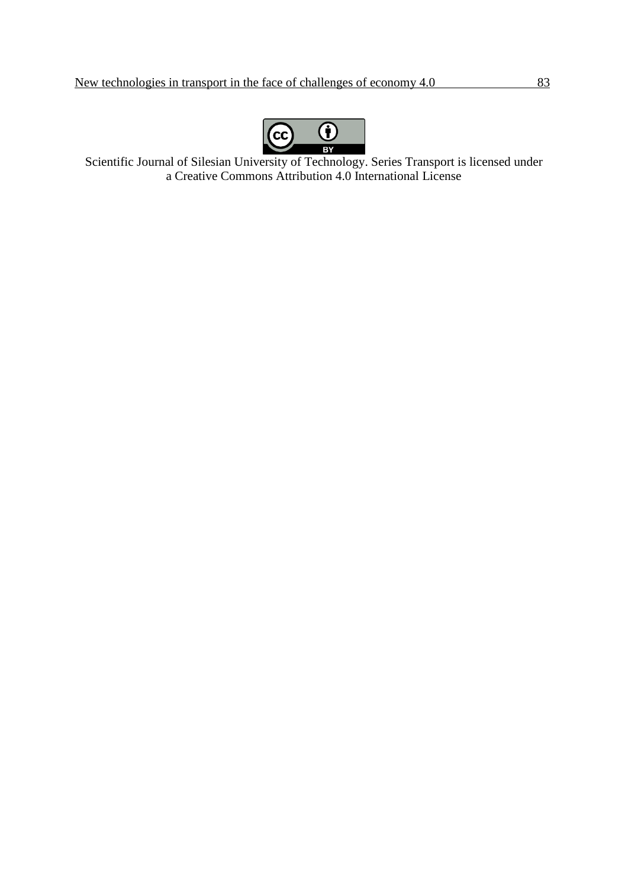Scientific Journal of Silesian University of Technology. Series Transport is licensed under a Creative Commons Attribution 4.0 International License